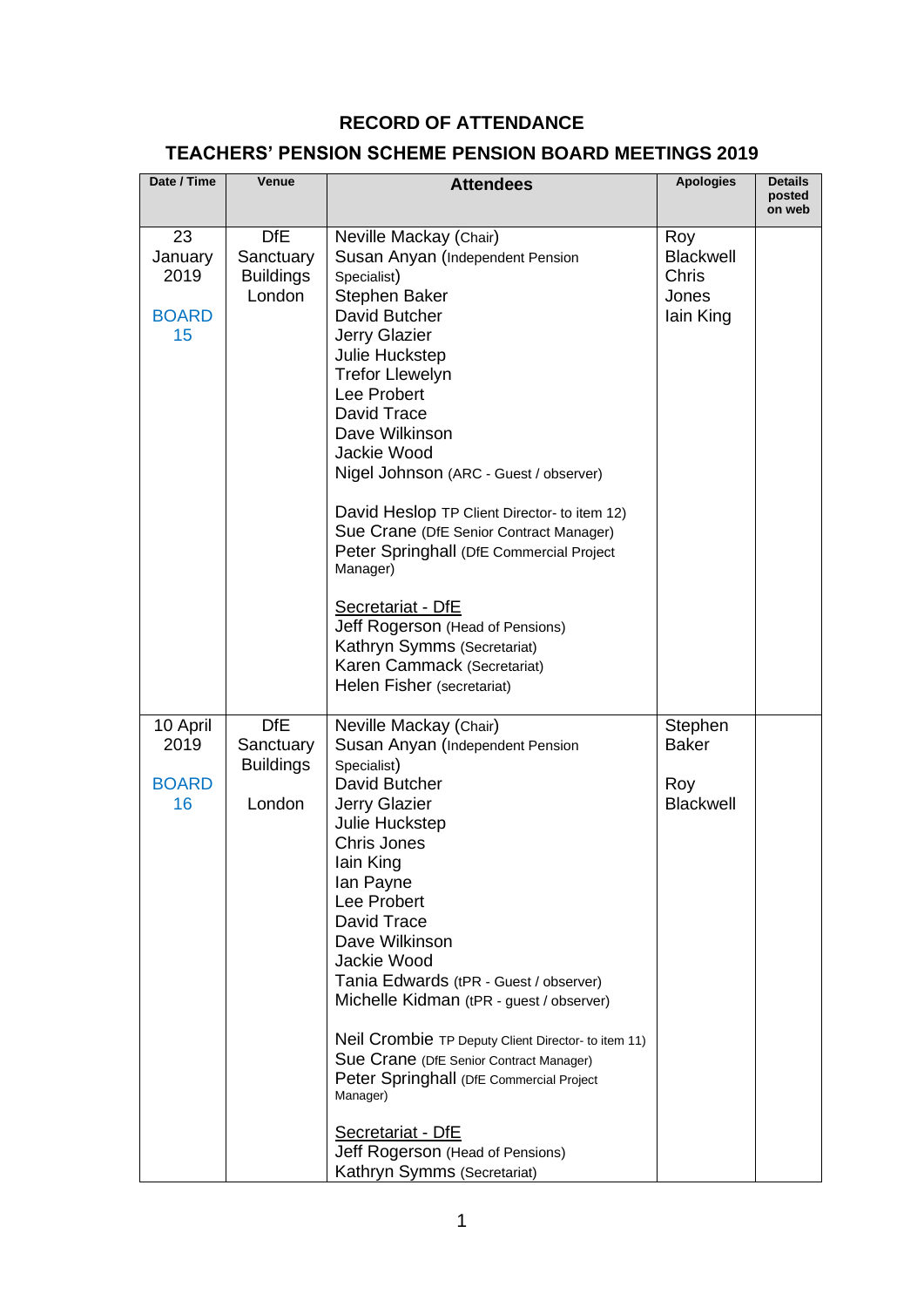# RECORD OF ATTENDANCE

## TEACHERS' PENSION SCHEME PENSION BOARD MEETINGS 2019

| Date / Time | Venue | Attendees | Apologies | Details posted on web |
|---|---|---|---|---|
| 23 January 2019<br><br>BOARD 15 | DfE Sanctuary Buildings London | Neville Mackay (Chair)<br>Susan Anyan (Independent Pension Specialist)<br>Stephen Baker<br>David Butcher<br>Jerry Glazier<br>Julie Huckstep<br>Trefor Llewelyn<br>Lee Probert<br>David Trace<br>Dave Wilkinson<br>Jackie Wood<br>Nigel Johnson (ARC - Guest / observer)<br><br>David Heslop TP Client Director- to item 12)<br>Sue Crane (DfE Senior Contract Manager)<br>Peter Springhall (DfE Commercial Project Manager)<br><br><u>Secretariat - DfE</u><br>Jeff Rogerson (Head of Pensions)<br>Kathryn Symms (Secretariat)<br>Karen Cammack (Secretariat)<br>Helen Fisher (secretariat) | Roy Blackwell<br>Chris Jones<br>Iain King | |
| 10 April 2019<br><br>BOARD 16 | DfE Sanctuary Buildings<br><br>London | Neville Mackay (Chair)<br>Susan Anyan (Independent Pension Specialist)<br>David Butcher<br>Jerry Glazier<br>Julie Huckstep<br>Chris Jones<br>Iain King<br>Ian Payne<br>Lee Probert<br>David Trace<br>Dave Wilkinson<br>Jackie Wood<br>Tania Edwards (tPR - Guest / observer)<br>Michelle Kidman (tPR - guest / observer)<br><br>Neil Crombie TP Deputy Client Director- to item 11)<br>Sue Crane (DfE Senior Contract Manager)<br>Peter Springhall (DfE Commercial Project Manager)<br><br><u>Secretariat - DfE</u><br>Jeff Rogerson (Head of Pensions)<br>Kathryn Symms (Secretariat) | Stephen Baker<br><br>Roy Blackwell | |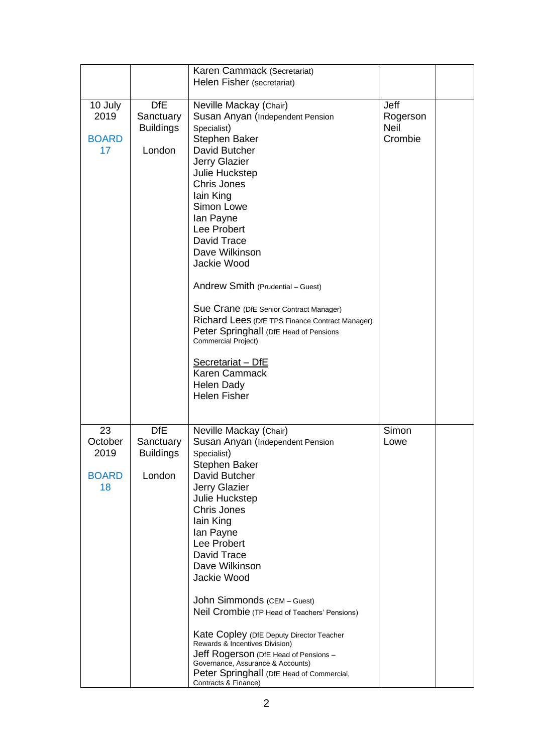| | | | | |
|---|---|---|---|---|
| | | Karen Cammack (Secretariat)<br>Helen Fisher (secretariat) | | |
| 10 July 2019<br><br>BOARD 17 | DfE Sanctuary Buildings<br><br>London | Neville Mackay (Chair)<br>Susan Anyan (Independent Pension Specialist)<br>Stephen Baker<br>David Butcher<br>Jerry Glazier<br>Julie Huckstep<br>Chris Jones<br>Iain King<br>Simon Lowe<br>Ian Payne<br>Lee Probert<br>David Trace<br>Dave Wilkinson<br>Jackie Wood<br><br>Andrew Smith (Prudential – Guest)<br><br>Sue Crane (DfE Senior Contract Manager)<br>Richard Lees (DfE TPS Finance Contract Manager)<br>Peter Springhall (DfE Head of Pensions Commercial Project)<br><br>Secretariat – DfE<br>Karen Cammack<br>Helen Dady<br>Helen Fisher | Jeff Rogerson<br>Neil Crombie | |
| 23 October 2019<br><br>BOARD 18 | DfE Sanctuary Buildings<br><br>London | Neville Mackay (Chair)<br>Susan Anyan (Independent Pension Specialist)<br>Stephen Baker<br>David Butcher<br>Jerry Glazier<br>Julie Huckstep<br>Chris Jones<br>Iain King<br>Ian Payne<br>Lee Probert<br>David Trace<br>Dave Wilkinson<br>Jackie Wood<br><br>John Simmonds (CEM – Guest)<br>Neil Crombie (TP Head of Teachers' Pensions)<br><br>Kate Copley (DfE Deputy Director Teacher Rewards & Incentives Division)<br>Jeff Rogerson (DfE Head of Pensions – Governance, Assurance & Accounts)<br>Peter Springhall (DfE Head of Commercial, Contracts & Finance) | Simon Lowe | |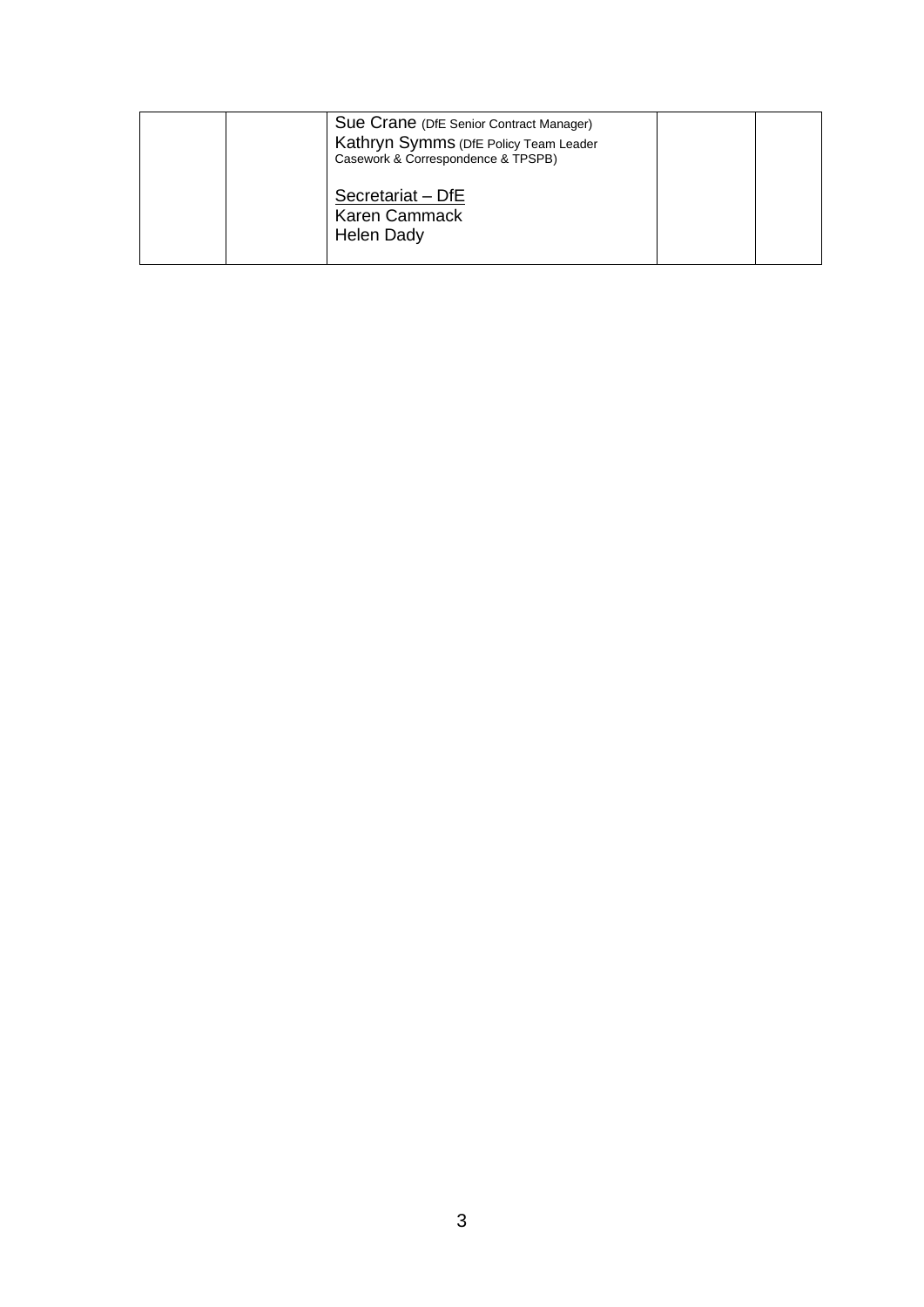| | | | | |
|---|---|---|---|---|
| | | Sue Crane (DfE Senior Contract Manager)<br>Kathryn Symms (DfE Policy Team Leader Casework & Correspondence & TPSPB)<br><br><u>Secretariat – DfE</u><br>Karen Cammack<br>Helen Dady | | |